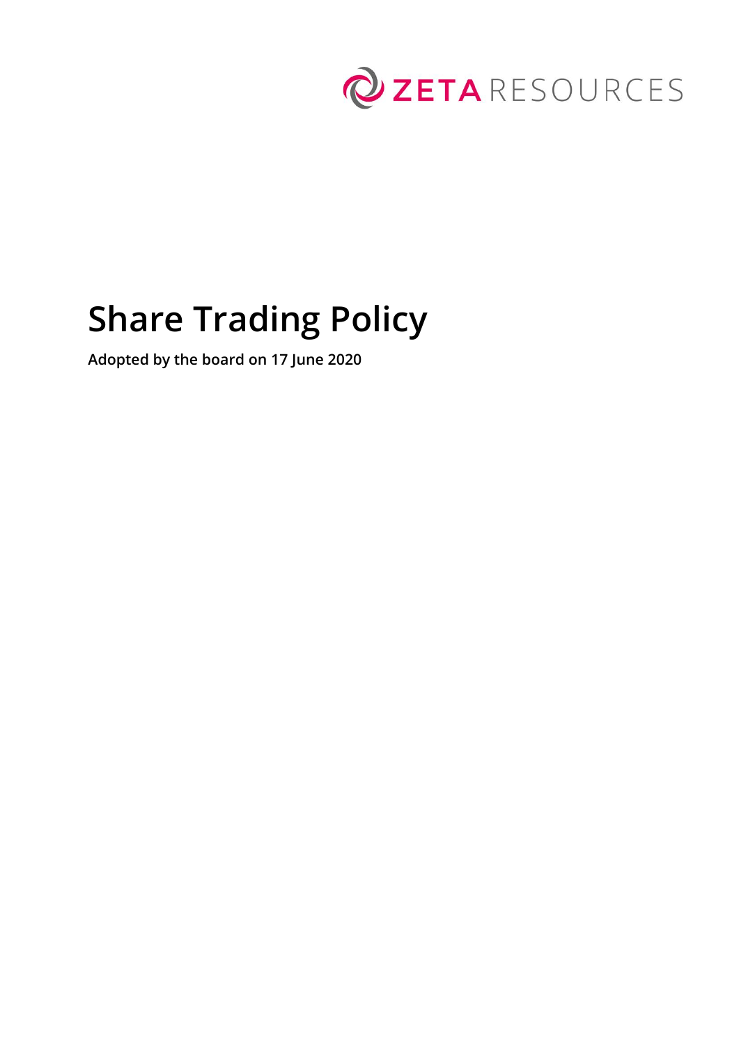ZETA RESOURCES

# Share Trading Policy

**Adopted by the board on 17 June 2020**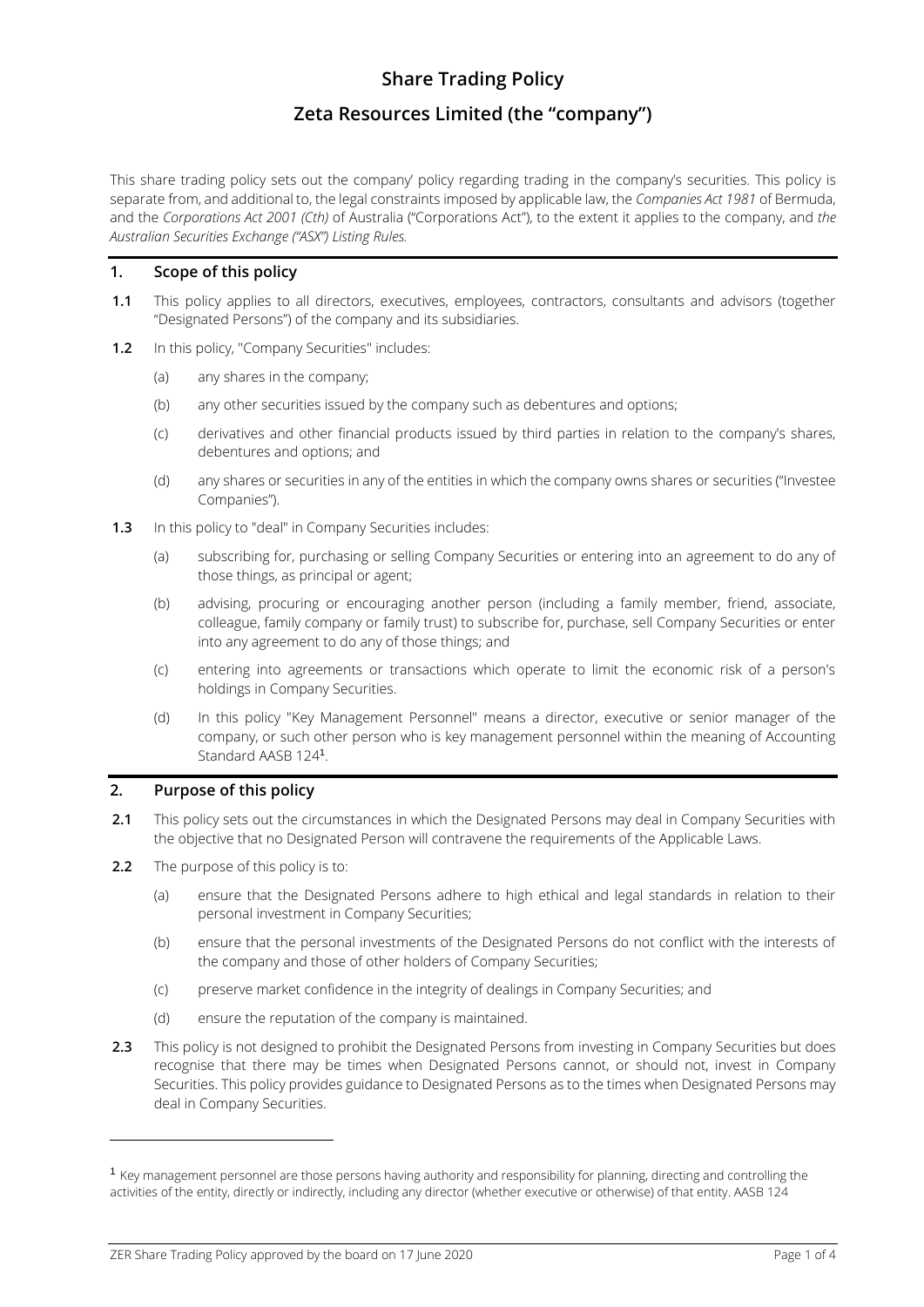# Share Trading Policy

# Zeta Resources Limited (the "company")

This share trading policy sets out the company' policy regarding trading in the company's securities. This policy is separate from, and additional to, the legal constraints imposed by applicable law, the *Companies Act 1981* of Bermuda, and the *Corporations Act 2001 (Cth)* of Australia ("Corporations Act"), to the extent it applies to the company, and *the Australian Securities Exchange ("ASX") Listing Rules.*

## 1. Scope of this policy

**1.1** This policy applies to all directors, executives, employees, contractors, consultants and advisors (together "Designated Persons") of the company and its subsidiaries.

**1.2** In this policy, "Company Securities" includes:

(a) any shares in the company;

(b) any other securities issued by the company such as debentures and options;

(c) derivatives and other financial products issued by third parties in relation to the company's shares, debentures and options; and

(d) any shares or securities in any of the entities in which the company owns shares or securities ("Investee Companies").

**1.3** In this policy to "deal" in Company Securities includes:

(a) subscribing for, purchasing or selling Company Securities or entering into an agreement to do any of those things, as principal or agent;

(b) advising, procuring or encouraging another person (including a family member, friend, associate, colleague, family company or family trust) to subscribe for, purchase, sell Company Securities or enter into any agreement to do any of those things; and

(c) entering into agreements or transactions which operate to limit the economic risk of a person's holdings in Company Securities.

(d) In this policy "Key Management Personnel" means a director, executive or senior manager of the company, or such other person who is key management personnel within the meaning of Accounting Standard AASB 124[1].

## 2. Purpose of this policy

**2.1** This policy sets out the circumstances in which the Designated Persons may deal in Company Securities with the objective that no Designated Person will contravene the requirements of the Applicable Laws.

**2.2** The purpose of this policy is to:

(a) ensure that the Designated Persons adhere to high ethical and legal standards in relation to their personal investment in Company Securities;

(b) ensure that the personal investments of the Designated Persons do not conflict with the interests of the company and those of other holders of Company Securities;

(c) preserve market confidence in the integrity of dealings in Company Securities; and

(d) ensure the reputation of the company is maintained.

**2.3** This policy is not designed to prohibit the Designated Persons from investing in Company Securities but does recognise that there may be times when Designated Persons cannot, or should not, invest in Company Securities. This policy provides guidance to Designated Persons as to the times when Designated Persons may deal in Company Securities.

---

[1] Key management personnel are those persons having authority and responsibility for planning, directing and controlling the activities of the entity, directly or indirectly, including any director (whether executive or otherwise) of that entity. AASB 124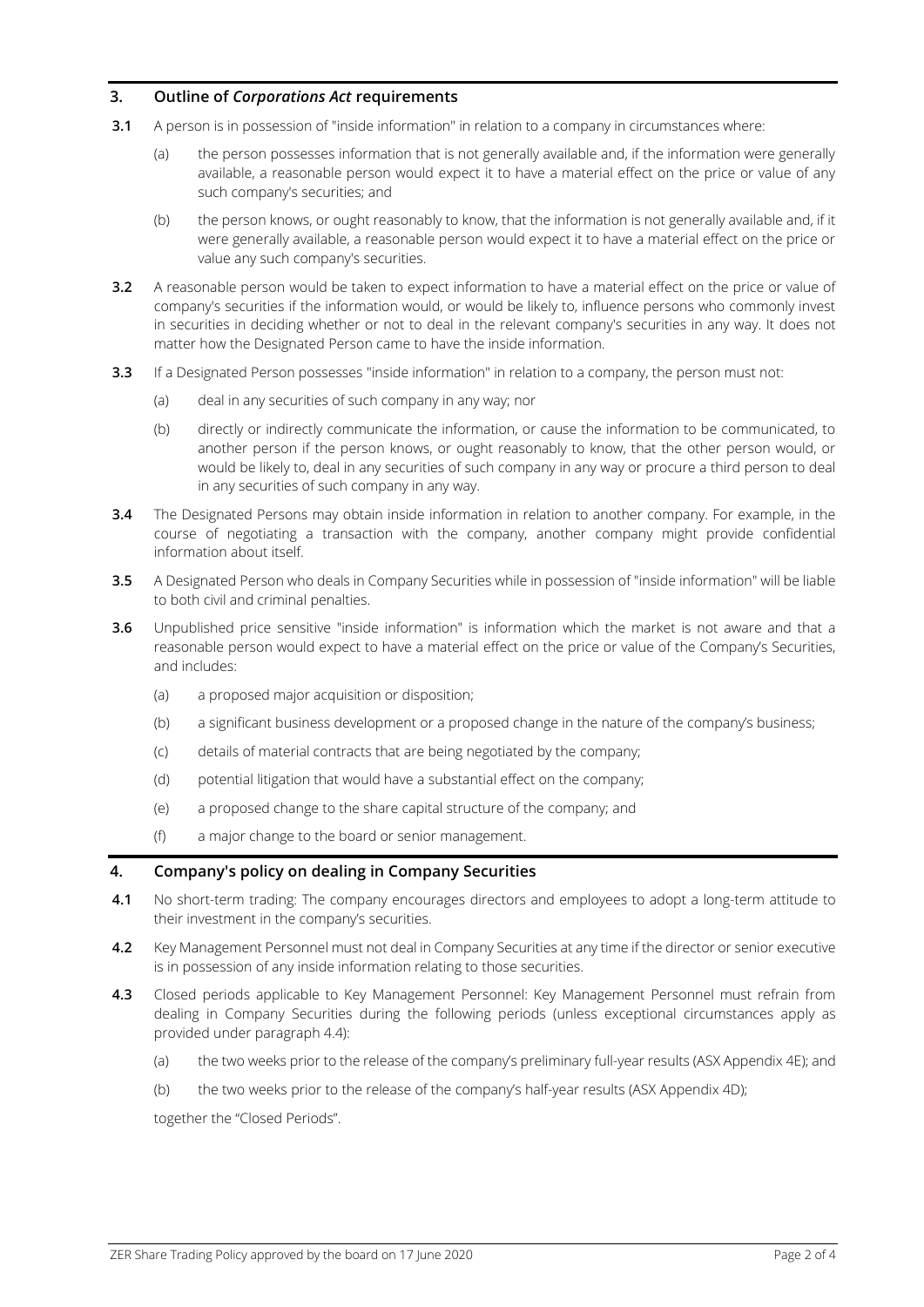## 3. Outline of *Corporations Act* requirements

**3.1** A person is in possession of "inside information" in relation to a company in circumstances where:

(a) the person possesses information that is not generally available and, if the information were generally available, a reasonable person would expect it to have a material effect on the price or value of any such company's securities; and

(b) the person knows, or ought reasonably to know, that the information is not generally available and, if it were generally available, a reasonable person would expect it to have a material effect on the price or value any such company's securities.

**3.2** A reasonable person would be taken to expect information to have a material effect on the price or value of company's securities if the information would, or would be likely to, influence persons who commonly invest in securities in deciding whether or not to deal in the relevant company's securities in any way. It does not matter how the Designated Person came to have the inside information.

**3.3** If a Designated Person possesses "inside information" in relation to a company, the person must not:

(a) deal in any securities of such company in any way; nor

(b) directly or indirectly communicate the information, or cause the information to be communicated, to another person if the person knows, or ought reasonably to know, that the other person would, or would be likely to, deal in any securities of such company in any way or procure a third person to deal in any securities of such company in any way.

**3.4** The Designated Persons may obtain inside information in relation to another company. For example, in the course of negotiating a transaction with the company, another company might provide confidential information about itself.

**3.5** A Designated Person who deals in Company Securities while in possession of "inside information" will be liable to both civil and criminal penalties.

**3.6** Unpublished price sensitive "inside information" is information which the market is not aware and that a reasonable person would expect to have a material effect on the price or value of the Company's Securities, and includes:

(a) a proposed major acquisition or disposition;

(b) a significant business development or a proposed change in the nature of the company's business;

(c) details of material contracts that are being negotiated by the company;

(d) potential litigation that would have a substantial effect on the company;

(e) a proposed change to the share capital structure of the company; and

(f) a major change to the board or senior management.

## 4. Company's policy on dealing in Company Securities

**4.1** No short-term trading: The company encourages directors and employees to adopt a long-term attitude to their investment in the company's securities.

**4.2** Key Management Personnel must not deal in Company Securities at any time if the director or senior executive is in possession of any inside information relating to those securities.

**4.3** Closed periods applicable to Key Management Personnel: Key Management Personnel must refrain from dealing in Company Securities during the following periods (unless exceptional circumstances apply as provided under paragraph 4.4):

(a) the two weeks prior to the release of the company's preliminary full-year results (ASX Appendix 4E); and

(b) the two weeks prior to the release of the company's half-year results (ASX Appendix 4D);

together the "Closed Periods".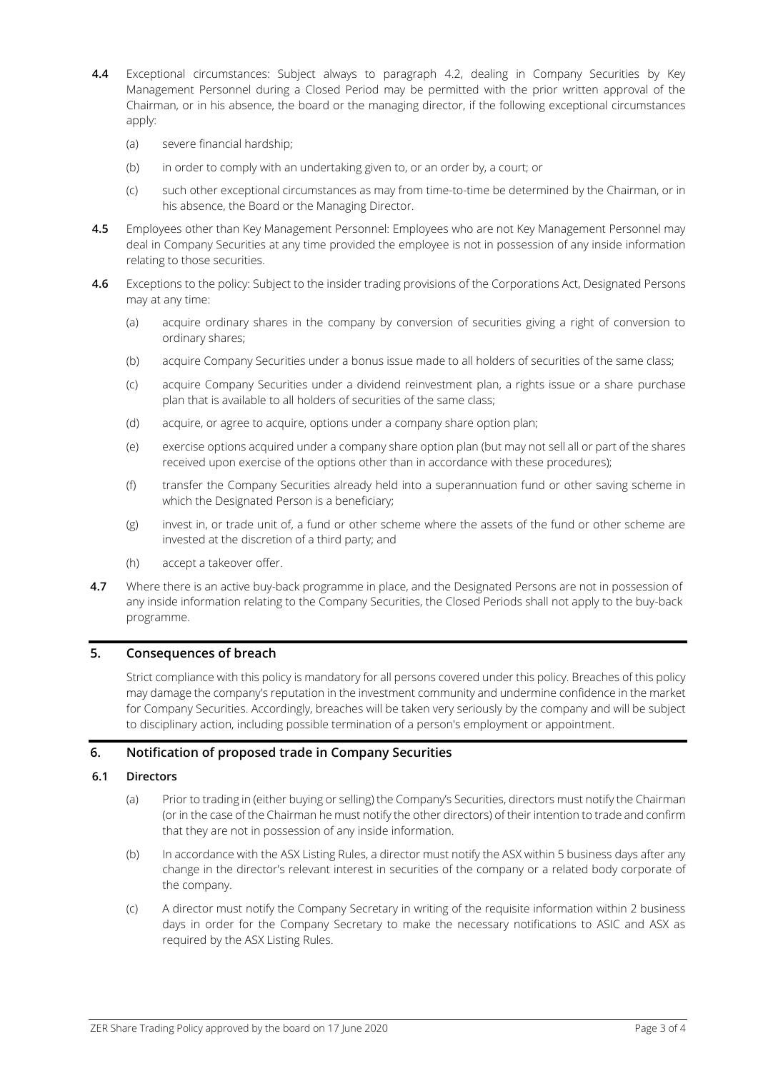**4.4** Exceptional circumstances: Subject always to paragraph 4.2, dealing in Company Securities by Key Management Personnel during a Closed Period may be permitted with the prior written approval of the Chairman, or in his absence, the board or the managing director, if the following exceptional circumstances apply:

(a) severe financial hardship;

(b) in order to comply with an undertaking given to, or an order by, a court; or

(c) such other exceptional circumstances as may from time-to-time be determined by the Chairman, or in his absence, the Board or the Managing Director.

**4.5** Employees other than Key Management Personnel: Employees who are not Key Management Personnel may deal in Company Securities at any time provided the employee is not in possession of any inside information relating to those securities.

**4.6** Exceptions to the policy: Subject to the insider trading provisions of the Corporations Act, Designated Persons may at any time:

(a) acquire ordinary shares in the company by conversion of securities giving a right of conversion to ordinary shares;

(b) acquire Company Securities under a bonus issue made to all holders of securities of the same class;

(c) acquire Company Securities under a dividend reinvestment plan, a rights issue or a share purchase plan that is available to all holders of securities of the same class;

(d) acquire, or agree to acquire, options under a company share option plan;

(e) exercise options acquired under a company share option plan (but may not sell all or part of the shares received upon exercise of the options other than in accordance with these procedures);

(f) transfer the Company Securities already held into a superannuation fund or other saving scheme in which the Designated Person is a beneficiary;

(g) invest in, or trade unit of, a fund or other scheme where the assets of the fund or other scheme are invested at the discretion of a third party; and

(h) accept a takeover offer.

**4.7** Where there is an active buy-back programme in place, and the Designated Persons are not in possession of any inside information relating to the Company Securities, the Closed Periods shall not apply to the buy-back programme.

## 5. Consequences of breach

Strict compliance with this policy is mandatory for all persons covered under this policy. Breaches of this policy may damage the company's reputation in the investment community and undermine confidence in the market for Company Securities. Accordingly, breaches will be taken very seriously by the company and will be subject to disciplinary action, including possible termination of a person's employment or appointment.

## 6. Notification of proposed trade in Company Securities

### 6.1 Directors

(a) Prior to trading in (either buying or selling) the Company's Securities, directors must notify the Chairman (or in the case of the Chairman he must notify the other directors) of their intention to trade and confirm that they are not in possession of any inside information.

(b) In accordance with the ASX Listing Rules, a director must notify the ASX within 5 business days after any change in the director's relevant interest in securities of the company or a related body corporate of the company.

(c) A director must notify the Company Secretary in writing of the requisite information within 2 business days in order for the Company Secretary to make the necessary notifications to ASIC and ASX as required by the ASX Listing Rules.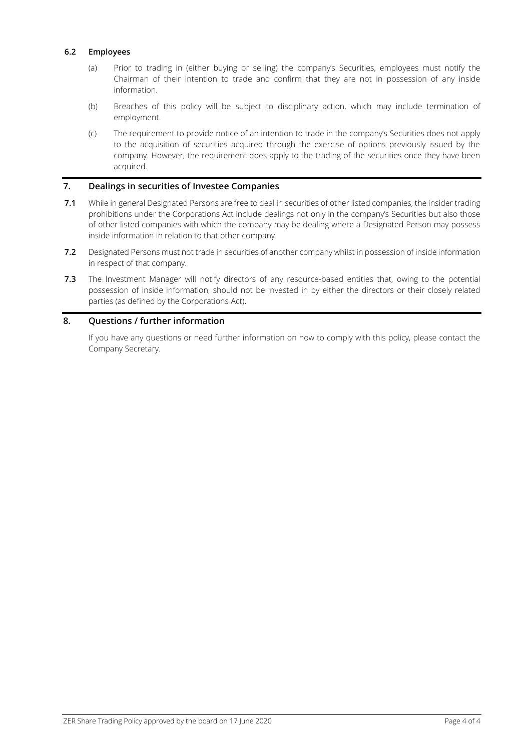### 6.2 Employees

(a) Prior to trading in (either buying or selling) the company's Securities, employees must notify the Chairman of their intention to trade and confirm that they are not in possession of any inside information.

(b) Breaches of this policy will be subject to disciplinary action, which may include termination of employment.

(c) The requirement to provide notice of an intention to trade in the company's Securities does not apply to the acquisition of securities acquired through the exercise of options previously issued by the company. However, the requirement does apply to the trading of the securities once they have been acquired.

## 7. Dealings in securities of Investee Companies

**7.1** While in general Designated Persons are free to deal in securities of other listed companies, the insider trading prohibitions under the Corporations Act include dealings not only in the company's Securities but also those of other listed companies with which the company may be dealing where a Designated Person may possess inside information in relation to that other company.

**7.2** Designated Persons must not trade in securities of another company whilst in possession of inside information in respect of that company.

**7.3** The Investment Manager will notify directors of any resource-based entities that, owing to the potential possession of inside information, should not be invested in by either the directors or their closely related parties (as defined by the Corporations Act).

## 8. Questions / further information

If you have any questions or need further information on how to comply with this policy, please contact the Company Secretary.